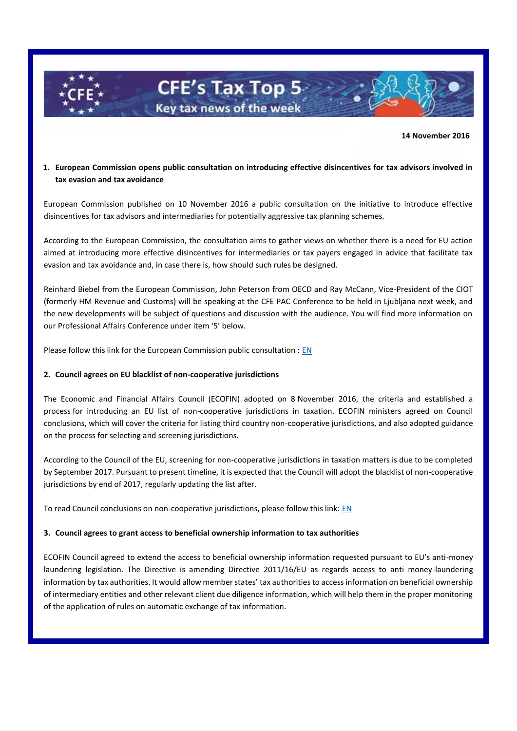# CFE's Tax Top 5

**Key tax news of the week**

**14 November 2016**

## 1. European Commission opens public consultation on introducing effective disincentives for tax advisors involved in tax evasion and tax avoidance

European Commission published on 10 November 2016 a public consultation on the initiative to introduce effective disincentives for tax advisors and intermediaries for potentially aggressive tax planning schemes.

According to the European Commission, the consultation aims to gather views on whether there is a need for EU action aimed at introducing more effective disincentives for intermediaries or tax payers engaged in advice that facilitate tax evasion and tax avoidance and, in case there is, how should such rules be designed.

Reinhard Biebel from the European Commission, John Peterson from OECD and Ray McCann, Vice-President of the CIOT (formerly HM Revenue and Customs) will be speaking at the CFE PAC Conference to be held in Ljubljana next week, and the new developments will be subject of questions and discussion with the audience. You will find more information on our Professional Affairs Conference under item '5' below.

Please follow this link for the European Commission public consultation : EN

## 2. Council agrees on EU blacklist of non-cooperative jurisdictions

The Economic and Financial Affairs Council (ECOFIN) adopted on 8 November 2016, the criteria and established a process for introducing an EU list of non-cooperative jurisdictions in taxation. ECOFIN ministers agreed on Council conclusions, which will cover the criteria for listing third country non-cooperative jurisdictions, and also adopted guidance on the process for selecting and screening jurisdictions.

According to the Council of the EU, screening for non-cooperative jurisdictions in taxation matters is due to be completed by September 2017. Pursuant to present timeline, it is expected that the Council will adopt the blacklist of non-cooperative jurisdictions by end of 2017, regularly updating the list after.

To read Council conclusions on non-cooperative jurisdictions, please follow this link: EN

## 3. Council agrees to grant access to beneficial ownership information to tax authorities

ECOFIN Council agreed to extend the access to beneficial ownership information requested pursuant to EU's anti-money laundering legislation. The Directive is amending Directive 2011/16/EU as regards access to anti money-laundering information by tax authorities. It would allow member states' tax authorities to access information on beneficial ownership of intermediary entities and other relevant client due diligence information, which will help them in the proper monitoring of the application of rules on automatic exchange of tax information.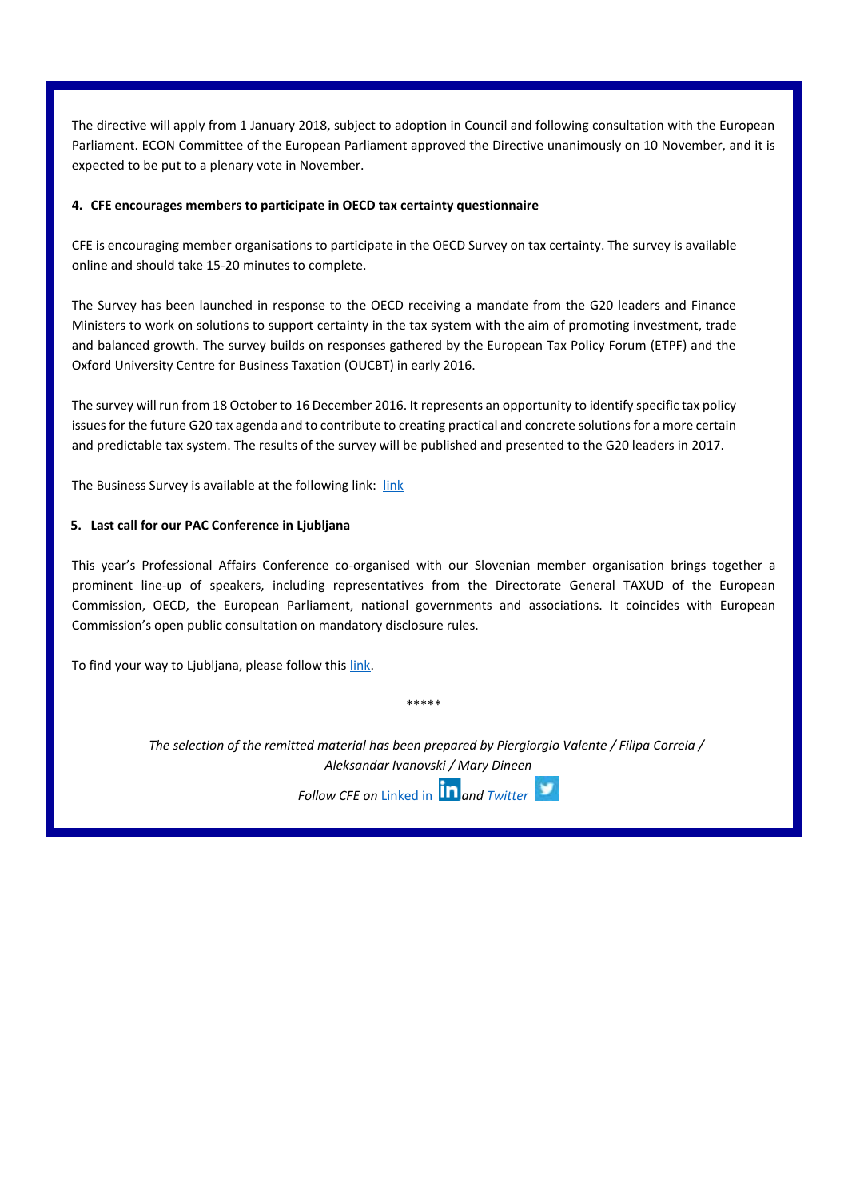The directive will apply from 1 January 2018, subject to adoption in Council and following consultation with the European Parliament. ECON Committee of the European Parliament approved the Directive unanimously on 10 November, and it is expected to be put to a plenary vote in November.

**4. CFE encourages members to participate in OECD tax certainty questionnaire**

CFE is encouraging member organisations to participate in the OECD Survey on tax certainty. The survey is available online and should take 15-20 minutes to complete.

The Survey has been launched in response to the OECD receiving a mandate from the G20 leaders and Finance Ministers to work on solutions to support certainty in the tax system with the aim of promoting investment, trade and balanced growth. The survey builds on responses gathered by the European Tax Policy Forum (ETPF) and the Oxford University Centre for Business Taxation (OUCBT) in early 2016.

The survey will run from 18 October to 16 December 2016. It represents an opportunity to identify specific tax policy issues for the future G20 tax agenda and to contribute to creating practical and concrete solutions for a more certain and predictable tax system. The results of the survey will be published and presented to the G20 leaders in 2017.

The Business Survey is available at the following link: link

**5. Last call for our PAC Conference in Ljubljana**

This year's Professional Affairs Conference co-organised with our Slovenian member organisation brings together a prominent line-up of speakers, including representatives from the Directorate General TAXUD of the European Commission, OECD, the European Parliament, national governments and associations. It coincides with European Commission's open public consultation on mandatory disclosure rules.

To find your way to Ljubljana, please follow this link.

*****

*The selection of the remitted material has been prepared by Piergiorgio Valente / Filipa Correia / Aleksandar Ivanovski / Mary Dineen*

*Follow CFE on Linked in and Twitter*